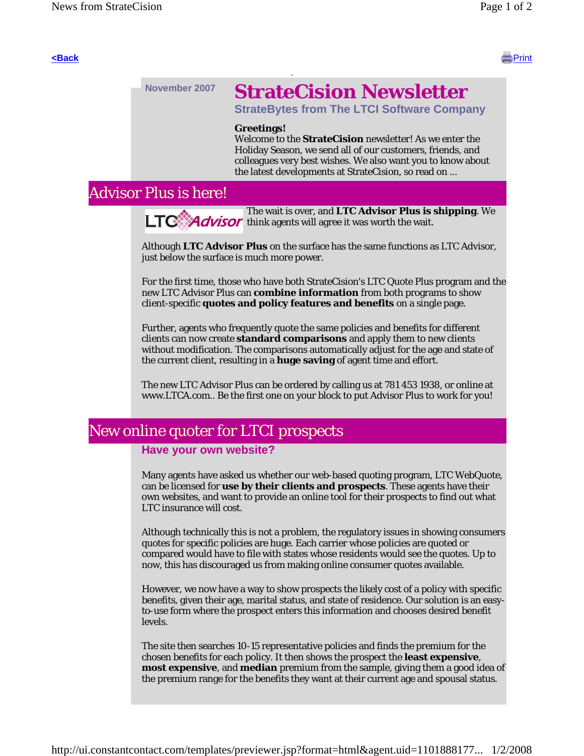<Back Print

November 2007

# StrateCision Newsletter

### StrateBytes from The LTCI Software Company

**Greetings!**
Welcome to the **StrateCision** newsletter! As we enter the Holiday Season, we send all of our customers, friends, and colleagues very best wishes. We also want you to know about the latest developments at StrateCision, so read on ...

## Advisor Plus is here!

The wait is over, and **LTC Advisor Plus is shipping**. We think agents will agree it was worth the wait.

Although **LTC Advisor Plus** on the surface has the same functions as LTC Advisor, just below the surface is much more power.

For the first time, those who have both StrateCision's LTC Quote Plus program and the new LTC Advisor Plus can **combine information** from both programs to show client-specific **quotes and policy features and benefits** on a single page.

Further, agents who frequently quote the same policies and benefits for different clients can now create **standard comparisons** and apply them to new clients without modification. The comparisons automatically adjust for the age and state of the current client, resulting in a **huge saving** of agent time and effort.

The new LTC Advisor Plus can be ordered by calling us at 781 453 1938, or online at www.LTCA.com.. Be the first one on your block to put Advisor Plus to work for you!

## New online quoter for LTCI prospects

### Have your own website?

Many agents have asked us whether our web-based quoting program, LTC WebQuote, can be licensed for **use by their clients and prospects**. These agents have their own websites, and want to provide an online tool for their prospects to find out what LTC insurance will cost.

Although technically this is not a problem, the regulatory issues in showing consumers quotes for specific policies are huge. Each carrier whose policies are quoted or compared would have to file with states whose residents would see the quotes. Up to now, this has discouraged us from making online consumer quotes available.

However, we now have a way to show prospects the likely cost of a policy with specific benefits, given their age, marital status, and state of residence. Our solution is an easy-to-use form where the prospect enters this information and chooses desired benefit levels.

The site then searches 10-15 representative policies and finds the premium for the chosen benefits for each policy. It then shows the prospect the **least expensive**, **most expensive**, and **median** premium from the sample, giving them a good idea of the premium range for the benefits they want at their current age and spousal status.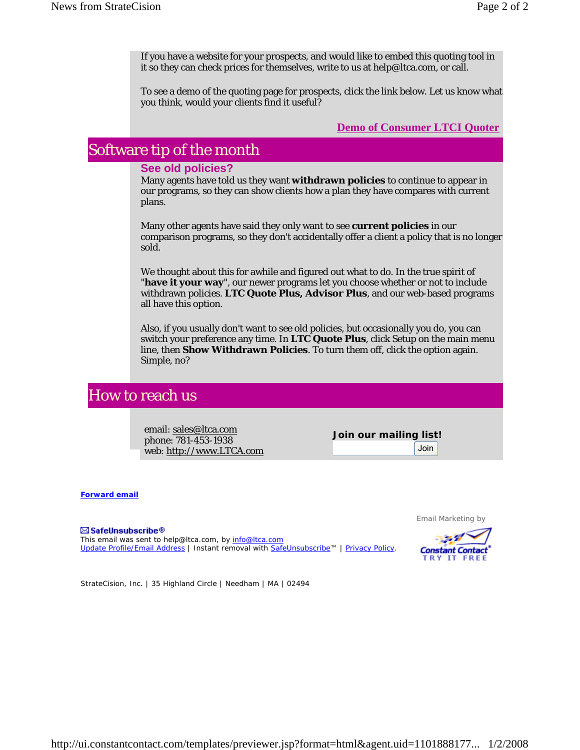If you have a website for your prospects, and would like to embed this quoting tool in it so they can check prices for themselves, write to us at help@ltca.com, or call.

To see a demo of the quoting page for prospects, click the link below. Let us know what you think, would your clients find it useful?

**Demo of Consumer LTCI Quoter**

## Software tip of the month

### See old policies?

Many agents have told us they want **withdrawn policies** to continue to appear in our programs, so they can show clients how a plan they have compares with current plans.

Many other agents have said they only want to see **current policies** in our comparison programs, so they don't accidentally offer a client a policy that is no longer sold.

We thought about this for awhile and figured out what to do. In the true spirit of "**have it your way**", our newer programs let you choose whether or not to include withdrawn policies. **LTC Quote Plus, Advisor Plus**, and our web-based programs all have this option.

Also, if you usually don't want to see old policies, but occasionally you do, you can switch your preference any time. In **LTC Quote Plus**, click Setup on the main menu line, then **Show Withdrawn Policies**. To turn them off, click the option again. Simple, no?

## How to reach us

email: sales@ltca.com
phone: 781-453-1938
web: http://www.LTCA.com

**Join our mailing list!**

Join

**Forward email**

**SafeUnsubscribe®**
This email was sent to help@ltca.com, by info@ltca.com
Update Profile/Email Address | Instant removal with SafeUnsubscribe™ | Privacy Policy.

Email Marketing by
Constant Contact
TRY IT FREE

StrateCision, Inc. | 35 Highland Circle | Needham | MA | 02494